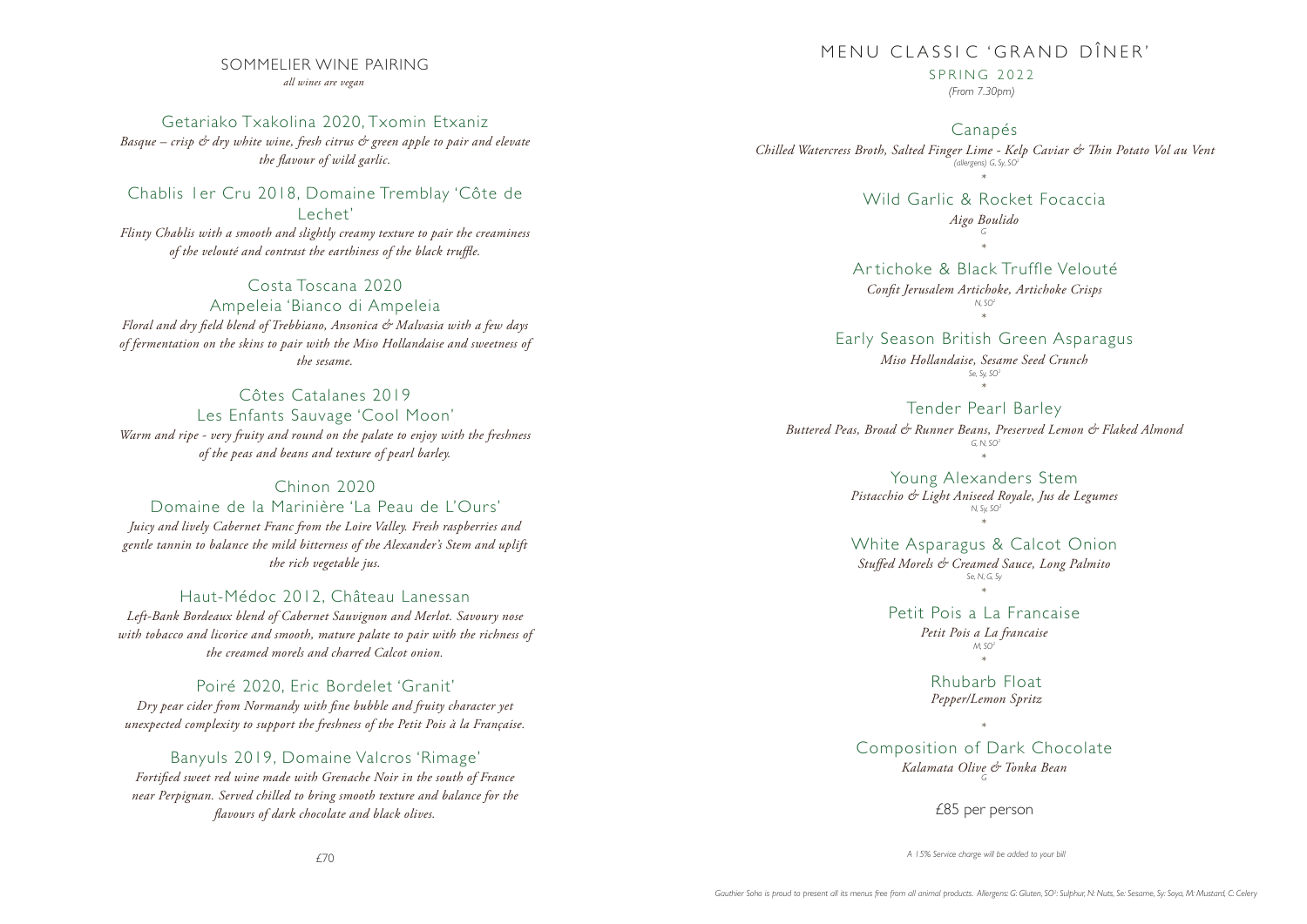## SOMMELIER WINE PAIRING

*all wines are vegan*

### Getariako Txakolina 2020, Txomin Etxaniz

*Basque – crisp & dry white wine, fresh citrus & green apple to pair and elevate the flavour of wild garlic.*

### Chablis 1er Cru 2018, Domaine Tremblay 'Côte de Lechet'

*Flinty Chablis with a smooth and slightly creamy texture to pair the creaminess of the velouté and contrast the earthiness of the black truffle.*

### Costa Toscana 2020 Ampeleia 'Bianco di Ampeleia

*Floral and dry field blend of Trebbiano, Ansonica & Malvasia with a few days of fermentation on the skins to pair with the Miso Hollandaise and sweetness of the sesame.*

### Côtes Catalanes 2019 Les Enfants Sauvage 'Cool Moon'

*Warm and ripe - very fruity and round on the palate to enjoy with the freshness of the peas and beans and texture of pearl barley.*

### Chinon 2020 Domaine de la Marinière 'La Peau de L'Ours'

*Juicy and lively Cabernet Franc from the Loire Valley. Fresh raspberries and gentle tannin to balance the mild bitterness of the Alexander's Stem and uplift the rich vegetable jus.*

### Haut-Médoc 2012, Château Lanessan

*Left-Bank Bordeaux blend of Cabernet Sauvignon and Merlot. Savoury nose with tobacco and licorice and smooth, mature palate to pair with the richness of the creamed morels and charred Calcot onion.*

### Poiré 2020, Eric Bordelet 'Granit'

*Dry pear cider from Normandy with fine bubble and fruity character yet unexpected complexity to support the freshness of the Petit Pois à la Française.*

### Banyuls 2019, Domaine Valcros 'Rimage'

*Fortified sweet red wine made with Grenache Noir in the south of France near Perpignan. Served chilled to bring smooth texture and balance for the flavours of dark chocolate and black olives.*

£70

# MENU CLASSIC 'GRAND DÎNER'

SPRING 2022

*(From 7.30pm)*

### Canapés

*Chilled Watercress Broth, Salted Finger Lime - Kelp Caviar & Thin Potato Vol au Vent*

*(allergens) G, Sy, SO²*

*

### Wild Garlic & Rocket Focaccia

*Aigo Boulido*

*G*

*

### Artichoke & Black Truffle Velouté

*Confit Jerusalem Artichoke, Artichoke Crisps*

*N, SO²*

*

### Early Season British Green Asparagus

*Miso Hollandaise, Sesame Seed Crunch*

*Se, Sy, SO²*

*

### Tender Pearl Barley

*Buttered Peas, Broad & Runner Beans, Preserved Lemon & Flaked Almond*

*G, N, SO²*

*

### Young Alexanders Stem

*Pistacchio & Light Aniseed Royale, Jus de Legumes*

*N, Sy, SO²*

*

### White Asparagus & Calcot Onion

*Stuffed Morels & Creamed Sauce, Long Palmito*

*Se, N, G, Sy*

*

### Petit Pois a La Francaise

*Petit Pois a La francaise*

*M, SO²*

*

### Rhubarb Float

*Pepper/Lemon Spritz*

*

### Composition of Dark Chocolate

*Kalamata Olive & Tonka Bean*

*G*

£85 per person

*A 15% Service charge will be added to your bill*

*Gauthier Soho is proud to present all its menus free from all animal products. Allergens: G: Gluten, SO²: Sulphur, N: Nuts, Se: Sesame, Sy: Soya, M: Mustard, C: Celery*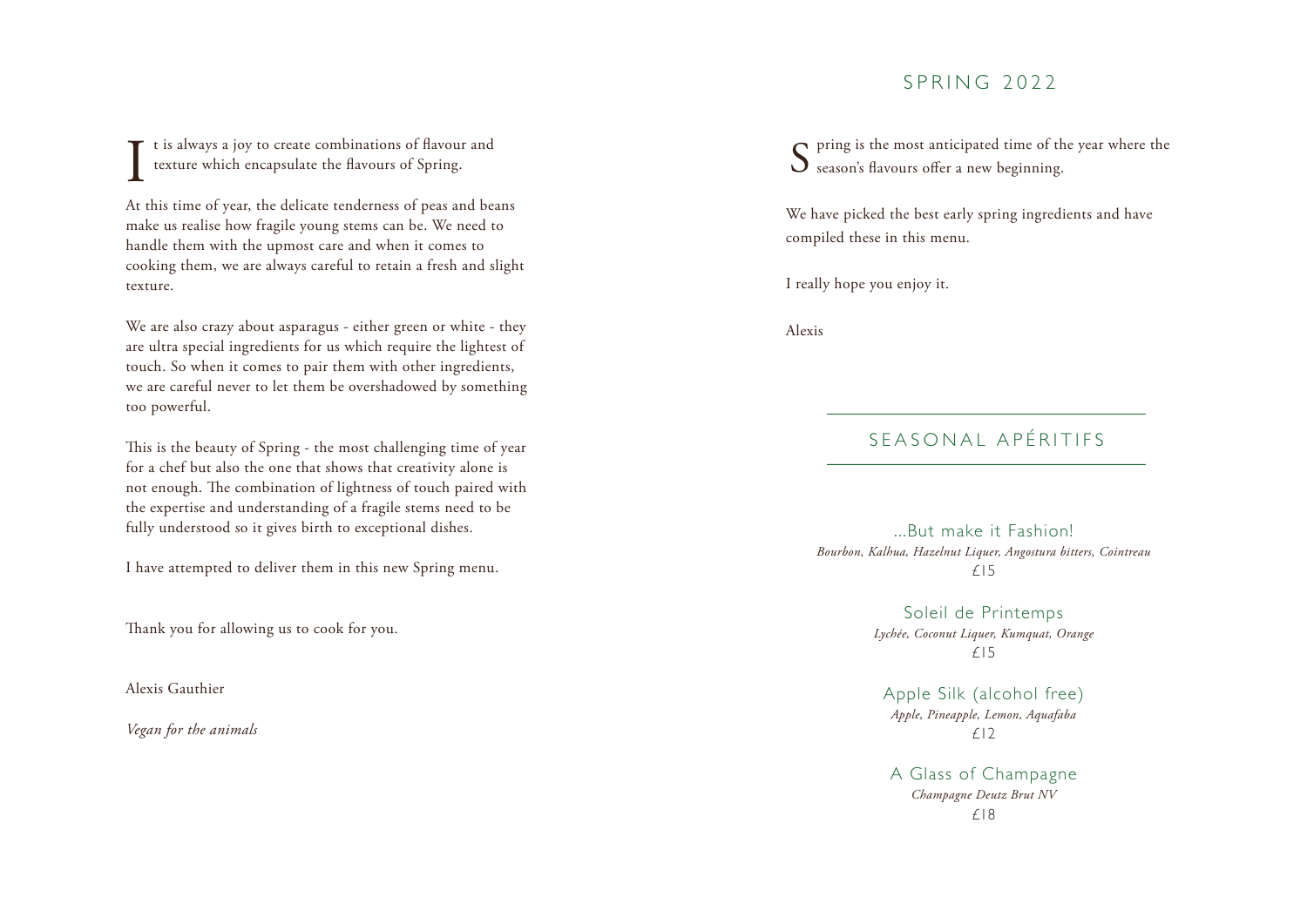It is always a joy to create combinations of flavour and texture which encapsulate the flavours of Spring.

At this time of year, the delicate tenderness of peas and beans make us realise how fragile young stems can be. We need to handle them with the upmost care and when it comes to cooking them, we are always careful to retain a fresh and slight texture.

We are also crazy about asparagus - either green or white - they are ultra special ingredients for us which require the lightest of touch. So when it comes to pair them with other ingredients, we are careful never to let them be overshadowed by something too powerful.

This is the beauty of Spring - the most challenging time of year for a chef but also the one that shows that creativity alone is not enough. The combination of lightness of touch paired with the expertise and understanding of a fragile stems need to be fully understood so it gives birth to exceptional dishes.

I have attempted to deliver them in this new Spring menu.

Thank you for allowing us to cook for you.

Alexis Gauthier

*Vegan for the animals*

# SPRING 2022

Spring is the most anticipated time of the year where the season's flavours offer a new beginning.

We have picked the best early spring ingredients and have compiled these in this menu.

I really hope you enjoy it.

Alexis

## SEASONAL APÉRITIFS

...But make it Fashion!
*Bourbon, Kalhua, Hazelnut Liquer, Angostura bitters, Cointreau*
£15

Soleil de Printemps
*Lychée, Coconut Liquer, Kumquat, Orange*
£15

Apple Silk (alcohol free)
*Apple, Pineapple, Lemon, Aquafaba*
£12

A Glass of Champagne
*Champagne Deutz Brut NV*
£18